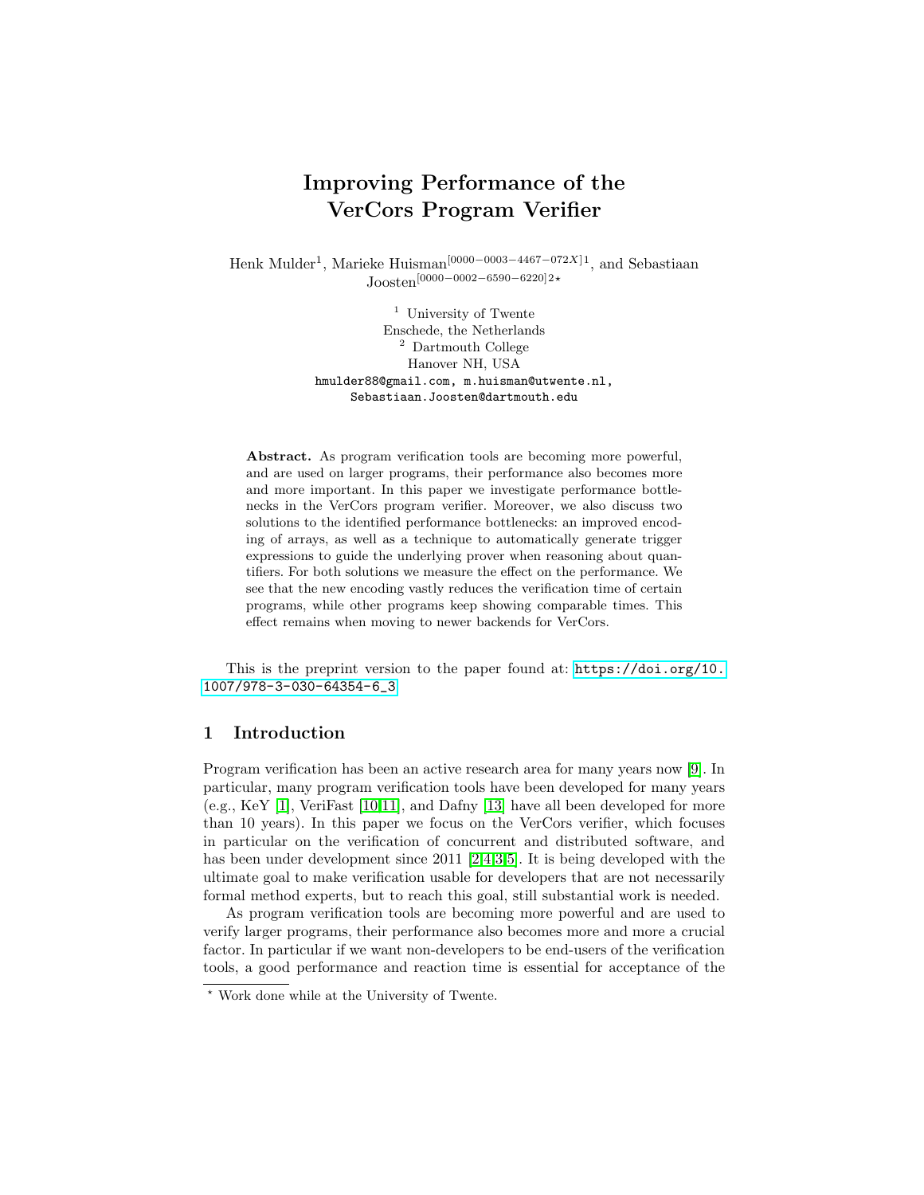# Improving Performance of the VerCors Program Verifier

Henk Mulder[1], Marieke Huisman[0000-0003-4467-072X][1], and Sebastiaan Joosten[0000-0002-6590-6220][2]⋆

[1] University of Twente
Enschede, the Netherlands
[2] Dartmouth College
Hanover NH, USA
hmulder88@gmail.com, m.huisman@utwente.nl,
Sebastiaan.Joosten@dartmouth.edu

**Abstract.** As program verification tools are becoming more powerful, and are used on larger programs, their performance also becomes more and more important. In this paper we investigate performance bottlenecks in the VerCors program verifier. Moreover, we also discuss two solutions to the identified performance bottlenecks: an improved encoding of arrays, as well as a technique to automatically generate trigger expressions to guide the underlying prover when reasoning about quantifiers. For both solutions we measure the effect on the performance. We see that the new encoding vastly reduces the verification time of certain programs, while other programs keep showing comparable times. This effect remains when moving to newer backends for VerCors.

This is the preprint version to the paper found at: https://doi.org/10.1007/978-3-030-64354-6_3

## 1 Introduction

Program verification has been an active research area for many years now [9]. In particular, many program verification tools have been developed for many years (e.g., KeY [1], VeriFast [10,11], and Dafny [13] have all been developed for more than 10 years). In this paper we focus on the VerCors verifier, which focuses in particular on the verification of concurrent and distributed software, and has been under development since 2011 [2,4,3,5]. It is being developed with the ultimate goal to make verification usable for developers that are not necessarily formal method experts, but to reach this goal, still substantial work is needed.

As program verification tools are becoming more powerful and are used to verify larger programs, their performance also becomes more and more a crucial factor. In particular if we want non-developers to be end-users of the verification tools, a good performance and reaction time is essential for acceptance of the

⋆ Work done while at the University of Twente.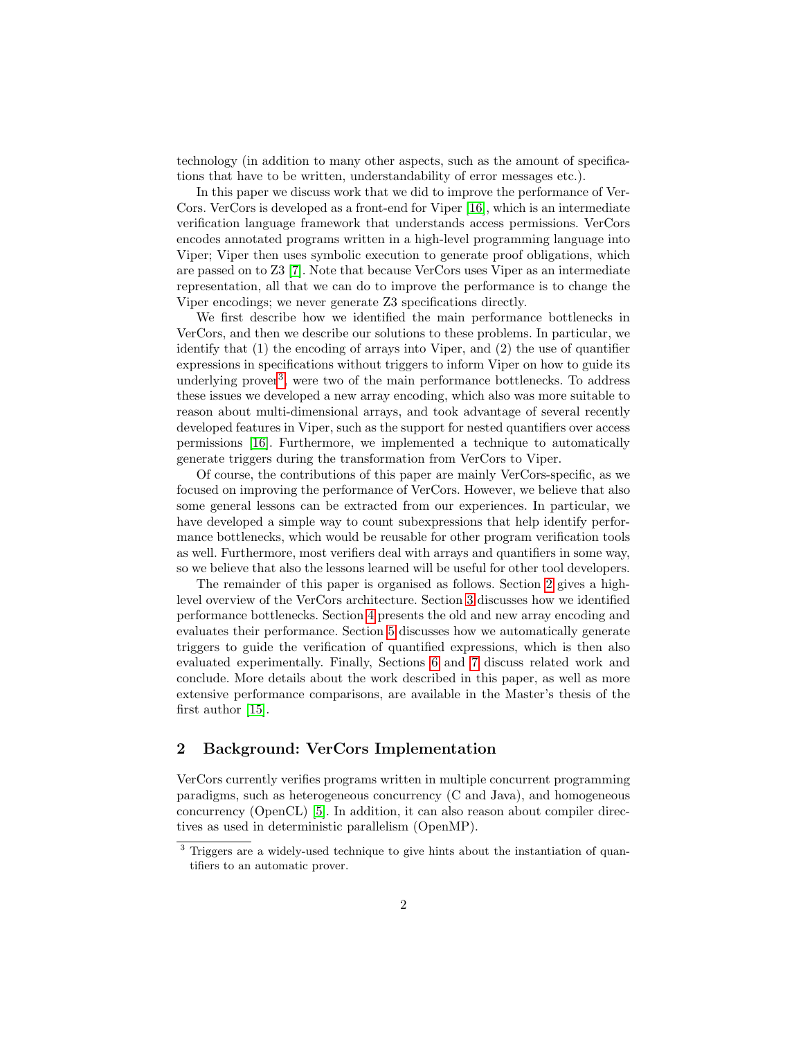technology (in addition to many other aspects, such as the amount of specifications that have to be written, understandability of error messages etc.).

In this paper we discuss work that we did to improve the performance of VerCors. VerCors is developed as a front-end for Viper [16], which is an intermediate verification language framework that understands access permissions. VerCors encodes annotated programs written in a high-level programming language into Viper; Viper then uses symbolic execution to generate proof obligations, which are passed on to Z3 [7]. Note that because VerCors uses Viper as an intermediate representation, all that we can do to improve the performance is to change the Viper encodings; we never generate Z3 specifications directly.

We first describe how we identified the main performance bottlenecks in VerCors, and then we describe our solutions to these problems. In particular, we identify that (1) the encoding of arrays into Viper, and (2) the use of quantifier expressions in specifications without triggers to inform Viper on how to guide its underlying prover[3], were two of the main performance bottlenecks. To address these issues we developed a new array encoding, which also was more suitable to reason about multi-dimensional arrays, and took advantage of several recently developed features in Viper, such as the support for nested quantifiers over access permissions [16]. Furthermore, we implemented a technique to automatically generate triggers during the transformation from VerCors to Viper.

Of course, the contributions of this paper are mainly VerCors-specific, as we focused on improving the performance of VerCors. However, we believe that also some general lessons can be extracted from our experiences. In particular, we have developed a simple way to count subexpressions that help identify performance bottlenecks, which would be reusable for other program verification tools as well. Furthermore, most verifiers deal with arrays and quantifiers in some way, so we believe that also the lessons learned will be useful for other tool developers.

The remainder of this paper is organised as follows. Section 2 gives a high-level overview of the VerCors architecture. Section 3 discusses how we identified performance bottlenecks. Section 4 presents the old and new array encoding and evaluates their performance. Section 5 discusses how we automatically generate triggers to guide the verification of quantified expressions, which is then also evaluated experimentally. Finally, Sections 6 and 7 discuss related work and conclude. More details about the work described in this paper, as well as more extensive performance comparisons, are available in the Master's thesis of the first author [15].

## 2 Background: VerCors Implementation

VerCors currently verifies programs written in multiple concurrent programming paradigms, such as heterogeneous concurrency (C and Java), and homogeneous concurrency (OpenCL) [5]. In addition, it can also reason about compiler directives as used in deterministic parallelism (OpenMP).

[3] Triggers are a widely-used technique to give hints about the instantiation of quantifiers to an automatic prover.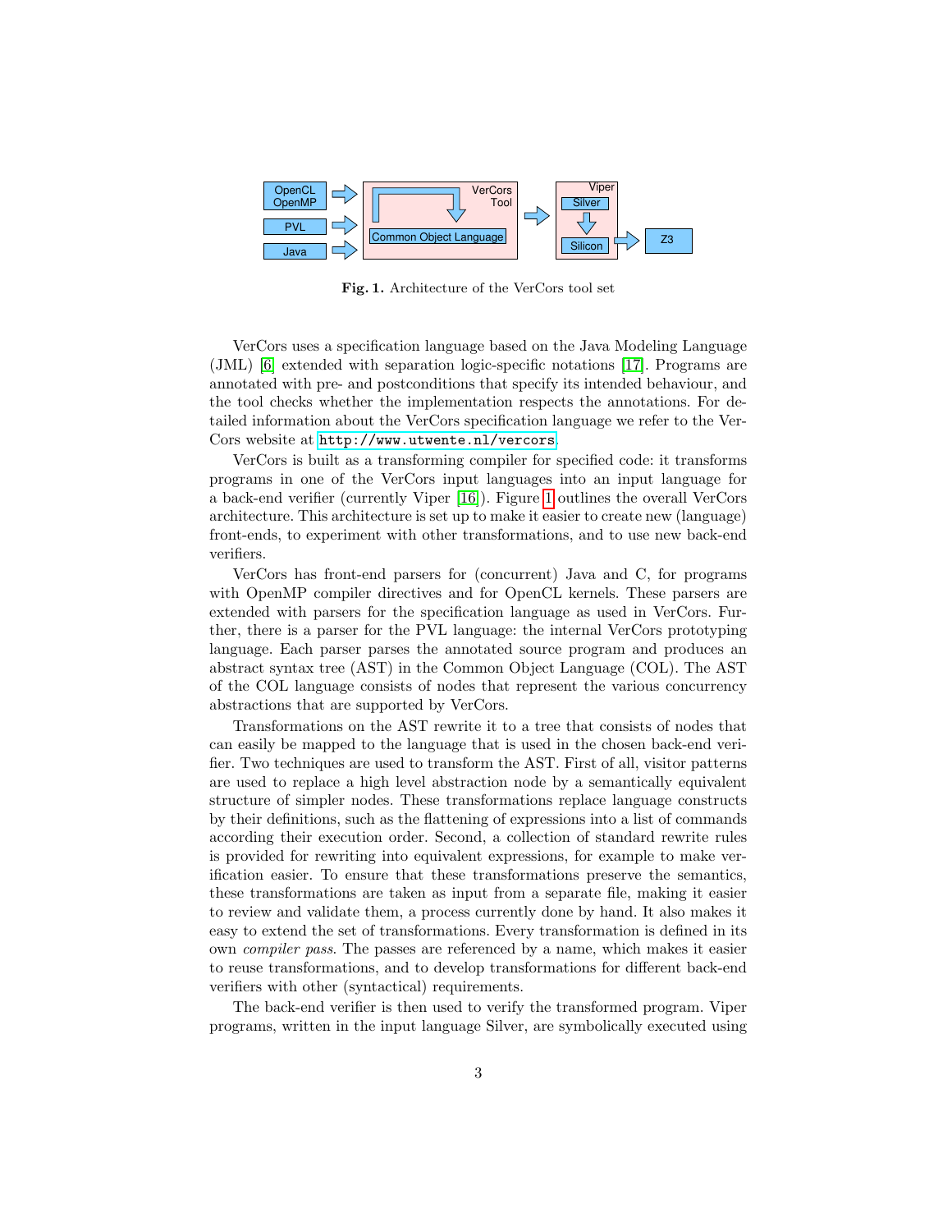**Fig. 1.** Architecture of the VerCors tool set

VerCors uses a specification language based on the Java Modeling Language (JML) [6] extended with separation logic-specific notations [17]. Programs are annotated with pre- and postconditions that specify its intended behaviour, and the tool checks whether the implementation respects the annotations. For detailed information about the VerCors specification language we refer to the VerCors website at `http://www.utwente.nl/vercors`.

VerCors is built as a transforming compiler for specified code: it transforms programs in one of the VerCors input languages into an input language for a back-end verifier (currently Viper [16]). Figure 1 outlines the overall VerCors architecture. This architecture is set up to make it easier to create new (language) front-ends, to experiment with other transformations, and to use new back-end verifiers.

VerCors has front-end parsers for (concurrent) Java and C, for programs with OpenMP compiler directives and for OpenCL kernels. These parsers are extended with parsers for the specification language as used in VerCors. Further, there is a parser for the PVL language: the internal VerCors prototyping language. Each parser parses the annotated source program and produces an abstract syntax tree (AST) in the Common Object Language (COL). The AST of the COL language consists of nodes that represent the various concurrency abstractions that are supported by VerCors.

Transformations on the AST rewrite it to a tree that consists of nodes that can easily be mapped to the language that is used in the chosen back-end verifier. Two techniques are used to transform the AST. First of all, visitor patterns are used to replace a high level abstraction node by a semantically equivalent structure of simpler nodes. These transformations replace language constructs by their definitions, such as the flattening of expressions into a list of commands according their execution order. Second, a collection of standard rewrite rules is provided for rewriting into equivalent expressions, for example to make verification easier. To ensure that these transformations preserve the semantics, these transformations are taken as input from a separate file, making it easier to review and validate them, a process currently done by hand. It also makes it easy to extend the set of transformations. Every transformation is defined in its own *compiler pass*. The passes are referenced by a name, which makes it easier to reuse transformations, and to develop transformations for different back-end verifiers with other (syntactical) requirements.

The back-end verifier is then used to verify the transformed program. Viper programs, written in the input language Silver, are symbolically executed using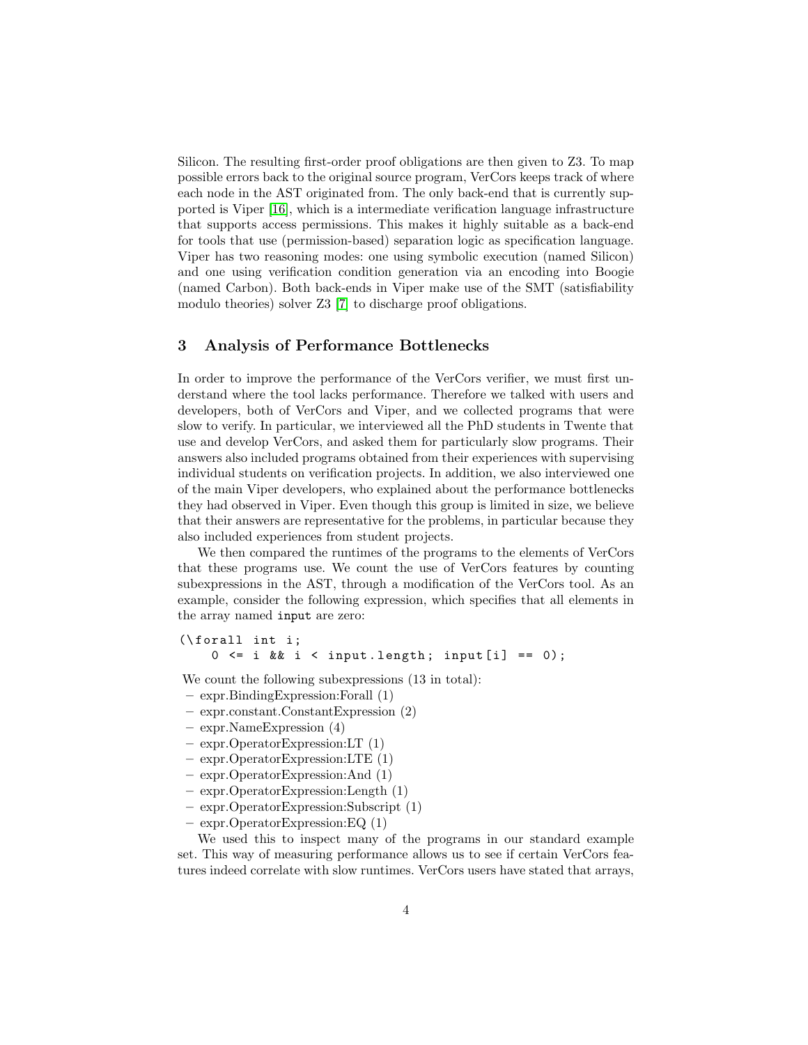Silicon. The resulting first-order proof obligations are then given to Z3. To map possible errors back to the original source program, VerCors keeps track of where each node in the AST originated from. The only back-end that is currently supported is Viper [16], which is a intermediate verification language infrastructure that supports access permissions. This makes it highly suitable as a back-end for tools that use (permission-based) separation logic as specification language. Viper has two reasoning modes: one using symbolic execution (named Silicon) and one using verification condition generation via an encoding into Boogie (named Carbon). Both back-ends in Viper make use of the SMT (satisfiability modulo theories) solver Z3 [7] to discharge proof obligations.

## 3 Analysis of Performance Bottlenecks

In order to improve the performance of the VerCors verifier, we must first understand where the tool lacks performance. Therefore we talked with users and developers, both of VerCors and Viper, and we collected programs that were slow to verify. In particular, we interviewed all the PhD students in Twente that use and develop VerCors, and asked them for particularly slow programs. Their answers also included programs obtained from their experiences with supervising individual students on verification projects. In addition, we also interviewed one of the main Viper developers, who explained about the performance bottlenecks they had observed in Viper. Even though this group is limited in size, we believe that their answers are representative for the problems, in particular because they also included experiences from student projects.

We then compared the runtimes of the programs to the elements of VerCors that these programs use. We count the use of VerCors features by counting subexpressions in the AST, through a modification of the VerCors tool. As an example, consider the following expression, which specifies that all elements in the array named `input` are zero:

```
(\forall int i;
    0 <= i && i < input.length; input[i] == 0);
```

We count the following subexpressions (13 in total):

- expr.BindingExpression:Forall (1)
- expr.constant.ConstantExpression (2)
- expr.NameExpression (4)
- expr.OperatorExpression:LT (1)
- expr.OperatorExpression:LTE (1)
- expr.OperatorExpression:And (1)
- expr.OperatorExpression:Length (1)
- expr.OperatorExpression:Subscript (1)
- expr.OperatorExpression:EQ (1)

We used this to inspect many of the programs in our standard example set. This way of measuring performance allows us to see if certain VerCors features indeed correlate with slow runtimes. VerCors users have stated that arrays,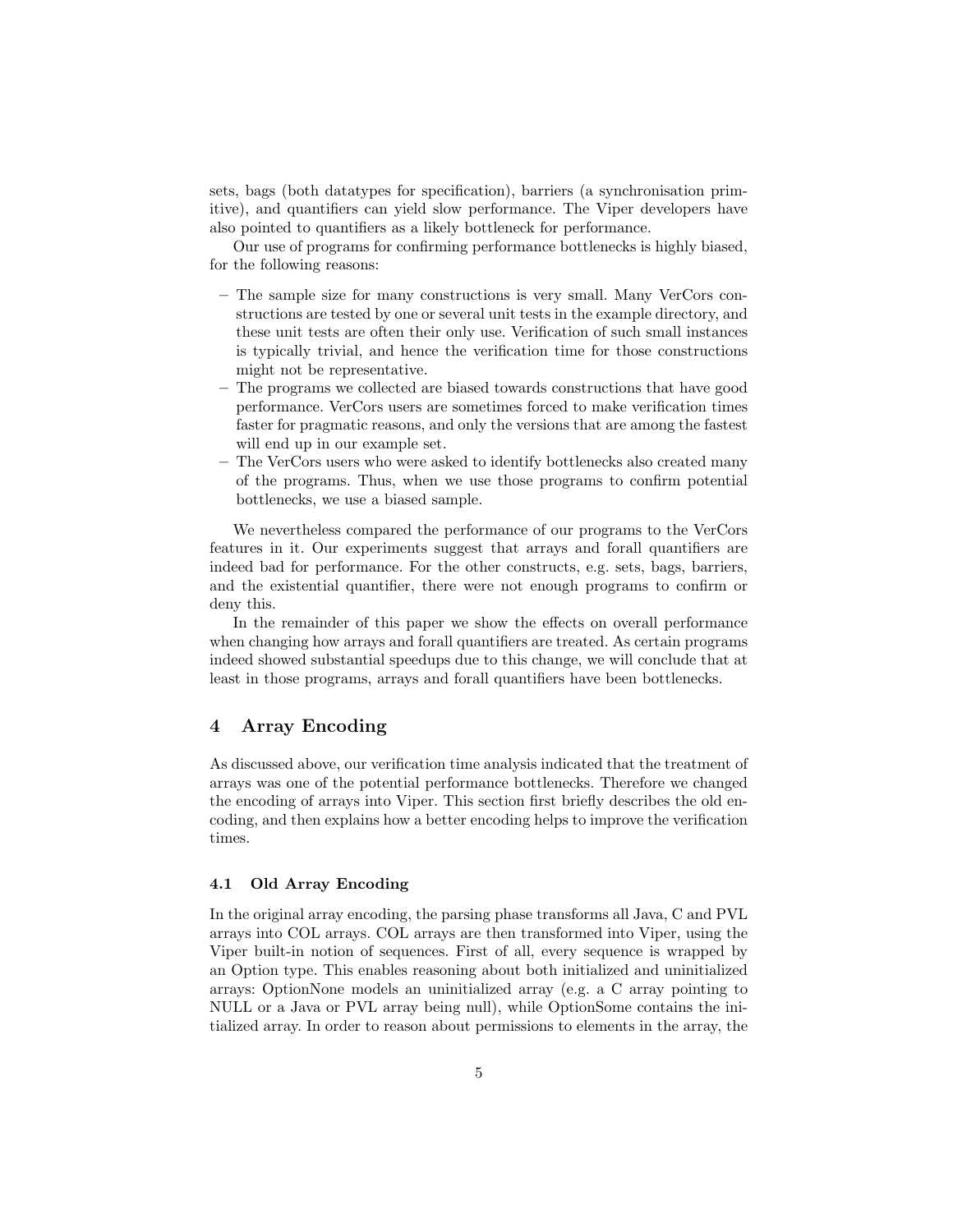sets, bags (both datatypes for specification), barriers (a synchronisation primitive), and quantifiers can yield slow performance. The Viper developers have also pointed to quantifiers as a likely bottleneck for performance.

Our use of programs for confirming performance bottlenecks is highly biased, for the following reasons:

- The sample size for many constructions is very small. Many VerCors constructions are tested by one or several unit tests in the example directory, and these unit tests are often their only use. Verification of such small instances is typically trivial, and hence the verification time for those constructions might not be representative.
- The programs we collected are biased towards constructions that have good performance. VerCors users are sometimes forced to make verification times faster for pragmatic reasons, and only the versions that are among the fastest will end up in our example set.
- The VerCors users who were asked to identify bottlenecks also created many of the programs. Thus, when we use those programs to confirm potential bottlenecks, we use a biased sample.

We nevertheless compared the performance of our programs to the VerCors features in it. Our experiments suggest that arrays and forall quantifiers are indeed bad for performance. For the other constructs, e.g. sets, bags, barriers, and the existential quantifier, there were not enough programs to confirm or deny this.

In the remainder of this paper we show the effects on overall performance when changing how arrays and forall quantifiers are treated. As certain programs indeed showed substantial speedups due to this change, we will conclude that at least in those programs, arrays and forall quantifiers have been bottlenecks.

## 4 Array Encoding

As discussed above, our verification time analysis indicated that the treatment of arrays was one of the potential performance bottlenecks. Therefore we changed the encoding of arrays into Viper. This section first briefly describes the old encoding, and then explains how a better encoding helps to improve the verification times.

### 4.1 Old Array Encoding

In the original array encoding, the parsing phase transforms all Java, C and PVL arrays into COL arrays. COL arrays are then transformed into Viper, using the Viper built-in notion of sequences. First of all, every sequence is wrapped by an Option type. This enables reasoning about both initialized and uninitialized arrays: OptionNone models an uninitialized array (e.g. a C array pointing to NULL or a Java or PVL array being null), while OptionSome contains the initialized array. In order to reason about permissions to elements in the array, the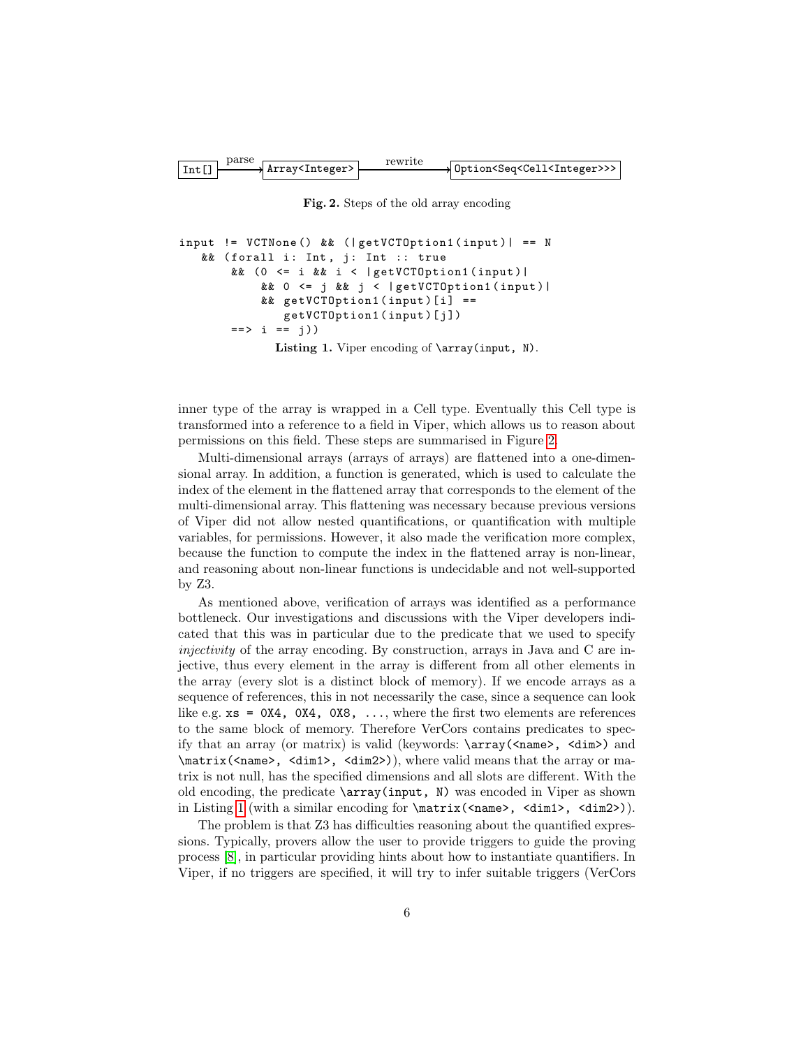```
Int[] --parse--> Array<Integer> --rewrite--> Option<Seq<Cell<Integer>>>
```

**Fig. 2.** Steps of the old array encoding

```
input != VCTNone() && (|getVCTOption1(input)| == N
   && (forall i: Int, j: Int :: true
       && (0 <= i && i < |getVCTOption1(input)|
           && 0 <= j && j < |getVCTOption1(input)|
           && getVCTOption1(input)[i] ==
              getVCTOption1(input)[j])
       ==> i == j))
```

**Listing 1.** Viper encoding of `\array(input, N)`.

inner type of the array is wrapped in a Cell type. Eventually this Cell type is transformed into a reference to a field in Viper, which allows us to reason about permissions on this field. These steps are summarised in Figure 2.

Multi-dimensional arrays (arrays of arrays) are flattened into a one-dimensional array. In addition, a function is generated, which is used to calculate the index of the element in the flattened array that corresponds to the element of the multi-dimensional array. This flattening was necessary because previous versions of Viper did not allow nested quantifications, or quantification with multiple variables, for permissions. However, it also made the verification more complex, because the function to compute the index in the flattened array is non-linear, and reasoning about non-linear functions is undecidable and not well-supported by Z3.

As mentioned above, verification of arrays was identified as a performance bottleneck. Our investigations and discussions with the Viper developers indicated that this was in particular due to the predicate that we used to specify *injectivity* of the array encoding. By construction, arrays in Java and C are injective, thus every element in the array is different from all other elements in the array (every slot is a distinct block of memory). If we encode arrays as a sequence of references, this in not necessarily the case, since a sequence can look like e.g. `xs = 0X4, 0X4, 0X8, ...`, where the first two elements are references to the same block of memory. Therefore VerCors contains predicates to specify that an array (or matrix) is valid (keywords: `\array(<name>, <dim>)` and `\matrix(<name>, <dim1>, <dim2>)`), where valid means that the array or matrix is not null, has the specified dimensions and all slots are different. With the old encoding, the predicate `\array(input, N)` was encoded in Viper as shown in Listing 1 (with a similar encoding for `\matrix(<name>, <dim1>, <dim2>)`).

The problem is that Z3 has difficulties reasoning about the quantified expressions. Typically, provers allow the user to provide triggers to guide the proving process [8], in particular providing hints about how to instantiate quantifiers. In Viper, if no triggers are specified, it will try to infer suitable triggers (VerCors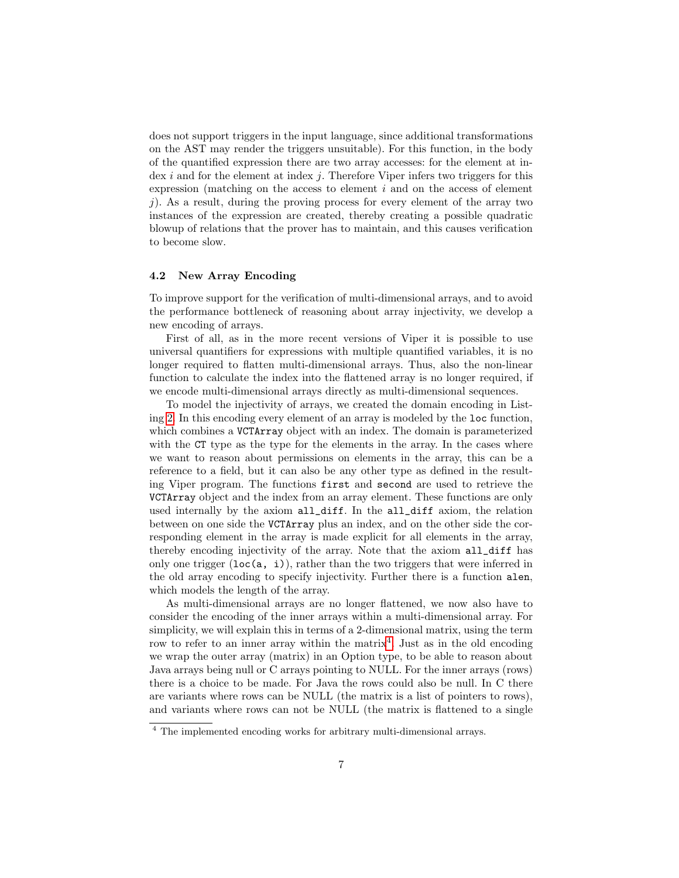does not support triggers in the input language, since additional transformations on the AST may render the triggers unsuitable). For this function, in the body of the quantified expression there are two array accesses: for the element at index $i$ and for the element at index $j$. Therefore Viper infers two triggers for this expression (matching on the access to element $i$ and on the access of element $j$). As a result, during the proving process for every element of the array two instances of the expression are created, thereby creating a possible quadratic blowup of relations that the prover has to maintain, and this causes verification to become slow.

### 4.2 New Array Encoding

To improve support for the verification of multi-dimensional arrays, and to avoid the performance bottleneck of reasoning about array injectivity, we develop a new encoding of arrays.

First of all, as in the more recent versions of Viper it is possible to use universal quantifiers for expressions with multiple quantified variables, it is no longer required to flatten multi-dimensional arrays. Thus, also the non-linear function to calculate the index into the flattened array is no longer required, if we encode multi-dimensional arrays directly as multi-dimensional sequences.

To model the injectivity of arrays, we created the domain encoding in Listing 2. In this encoding every element of an array is modeled by the `loc` function, which combines a `VCTArray` object with an index. The domain is parameterized with the `CT` type as the type for the elements in the array. In the cases where we want to reason about permissions on elements in the array, this can be a reference to a field, but it can also be any other type as defined in the resulting Viper program. The functions `first` and `second` are used to retrieve the `VCTArray` object and the index from an array element. These functions are only used internally by the axiom `all_diff`. In the `all_diff` axiom, the relation between on one side the `VCTArray` plus an index, and on the other side the corresponding element in the array is made explicit for all elements in the array, thereby encoding injectivity of the array. Note that the axiom `all_diff` has only one trigger (`loc(a, i)`), rather than the two triggers that were inferred in the old array encoding to specify injectivity. Further there is a function `alen`, which models the length of the array.

As multi-dimensional arrays are no longer flattened, we now also have to consider the encoding of the inner arrays within a multi-dimensional array. For simplicity, we will explain this in terms of a 2-dimensional matrix, using the term row to refer to an inner array within the matrix[4]. Just as in the old encoding we wrap the outer array (matrix) in an Option type, to be able to reason about Java arrays being null or C arrays pointing to NULL. For the inner arrays (rows) there is a choice to be made. For Java the rows could also be null. In C there are variants where rows can be NULL (the matrix is a list of pointers to rows), and variants where rows can not be NULL (the matrix is flattened to a single

[4] The implemented encoding works for arbitrary multi-dimensional arrays.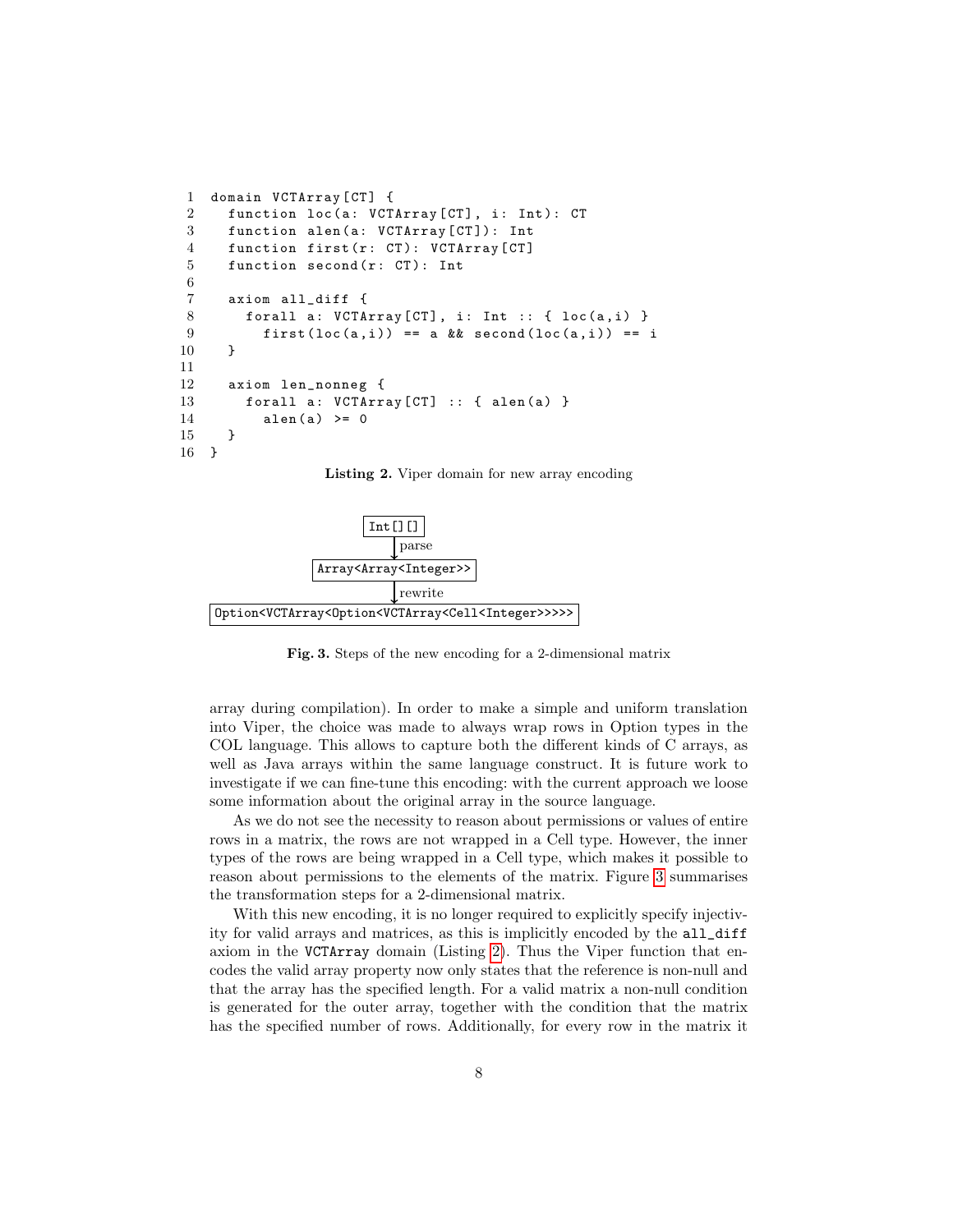```
1  domain VCTArray[CT] {
2    function loc(a: VCTArray[CT], i: Int): CT
3    function alen(a: VCTArray[CT]): Int
4    function first(r: CT): VCTArray[CT]
5    function second(r: CT): Int
6
7    axiom all_diff {
8      forall a: VCTArray[CT], i: Int :: { loc(a,i) }
9        first(loc(a,i)) == a && second(loc(a,i)) == i
10   }
11
12   axiom len_nonneg {
13     forall a: VCTArray[CT] :: { alen(a) }
14       alen(a) >= 0
15   }
16 }
```

**Listing 2.** Viper domain for new array encoding

```
Int[][]
   │ parse
   ↓
Array<Array<Integer>>
   │ rewrite
   ↓
Option<VCTArray<Option<VCTArray<Cell<Integer>>>>>
```

**Fig. 3.** Steps of the new encoding for a 2-dimensional matrix

array during compilation). In order to make a simple and uniform translation into Viper, the choice was made to always wrap rows in Option types in the COL language. This allows to capture both the different kinds of C arrays, as well as Java arrays within the same language construct. It is future work to investigate if we can fine-tune this encoding: with the current approach we loose some information about the original array in the source language.

As we do not see the necessity to reason about permissions or values of entire rows in a matrix, the rows are not wrapped in a Cell type. However, the inner types of the rows are being wrapped in a Cell type, which makes it possible to reason about permissions to the elements of the matrix. Figure 3 summarises the transformation steps for a 2-dimensional matrix.

With this new encoding, it is no longer required to explicitly specify injectivity for valid arrays and matrices, as this is implicitly encoded by the `all_diff` axiom in the `VCTArray` domain (Listing 2). Thus the Viper function that encodes the valid array property now only states that the reference is non-null and that the array has the specified length. For a valid matrix a non-null condition is generated for the outer array, together with the condition that the matrix has the specified number of rows. Additionally, for every row in the matrix it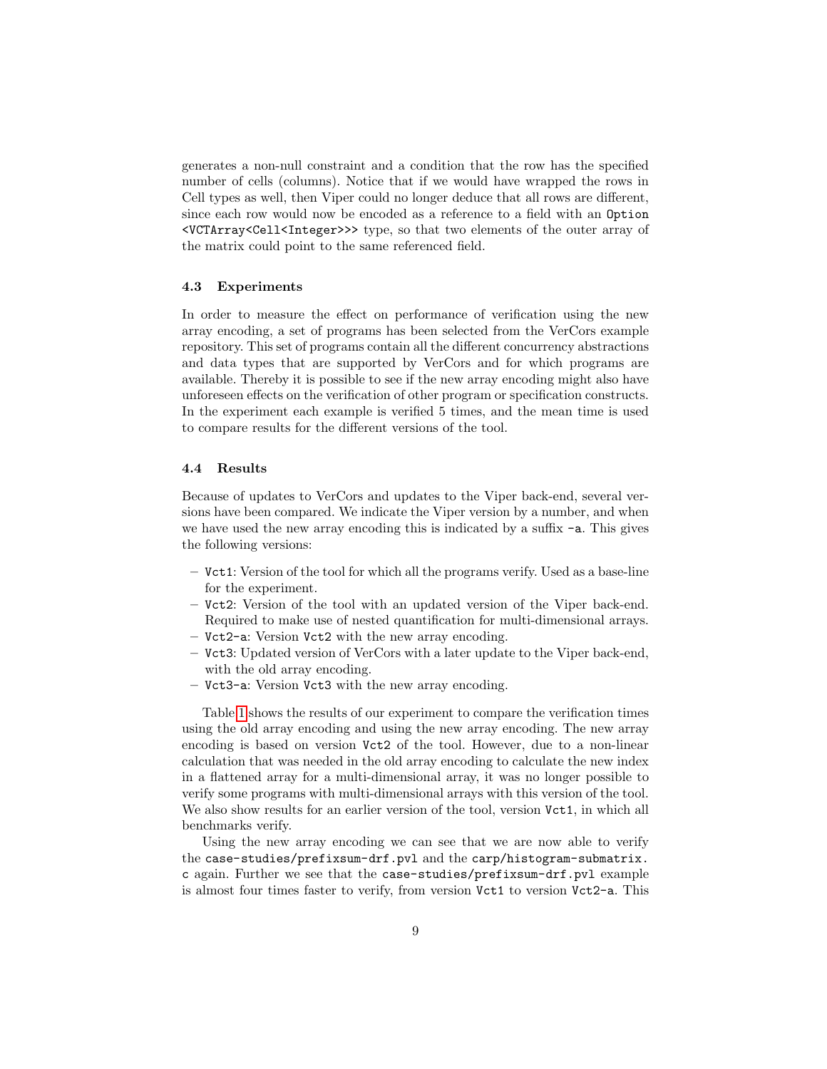generates a non-null constraint and a condition that the row has the specified number of cells (columns). Notice that if we would have wrapped the rows in Cell types as well, then Viper could no longer deduce that all rows are different, since each row would now be encoded as a reference to a field with an `Option <VCTArray<Cell<Integer>>>` type, so that two elements of the outer array of the matrix could point to the same referenced field.

### 4.3 Experiments

In order to measure the effect on performance of verification using the new array encoding, a set of programs has been selected from the VerCors example repository. This set of programs contain all the different concurrency abstractions and data types that are supported by VerCors and for which programs are available. Thereby it is possible to see if the new array encoding might also have unforeseen effects on the verification of other program or specification constructs. In the experiment each example is verified 5 times, and the mean time is used to compare results for the different versions of the tool.

### 4.4 Results

Because of updates to VerCors and updates to the Viper back-end, several versions have been compared. We indicate the Viper version by a number, and when we have used the new array encoding this is indicated by a suffix `-a`. This gives the following versions:

- `Vct1`: Version of the tool for which all the programs verify. Used as a base-line for the experiment.
- `Vct2`: Version of the tool with an updated version of the Viper back-end. Required to make use of nested quantification for multi-dimensional arrays.
- `Vct2-a`: Version `Vct2` with the new array encoding.
- `Vct3`: Updated version of VerCors with a later update to the Viper back-end, with the old array encoding.
- `Vct3-a`: Version `Vct3` with the new array encoding.

Table 1 shows the results of our experiment to compare the verification times using the old array encoding and using the new array encoding. The new array encoding is based on version `Vct2` of the tool. However, due to a non-linear calculation that was needed in the old array encoding to calculate the new index in a flattened array for a multi-dimensional array, it was no longer possible to verify some programs with multi-dimensional arrays with this version of the tool. We also show results for an earlier version of the tool, version `Vct1`, in which all benchmarks verify.

Using the new array encoding we can see that we are now able to verify the `case-studies/prefixsum-drf.pvl` and the `carp/histogram-submatrix.c` again. Further we see that the `case-studies/prefixsum-drf.pvl` example is almost four times faster to verify, from version `Vct1` to version `Vct2-a`. This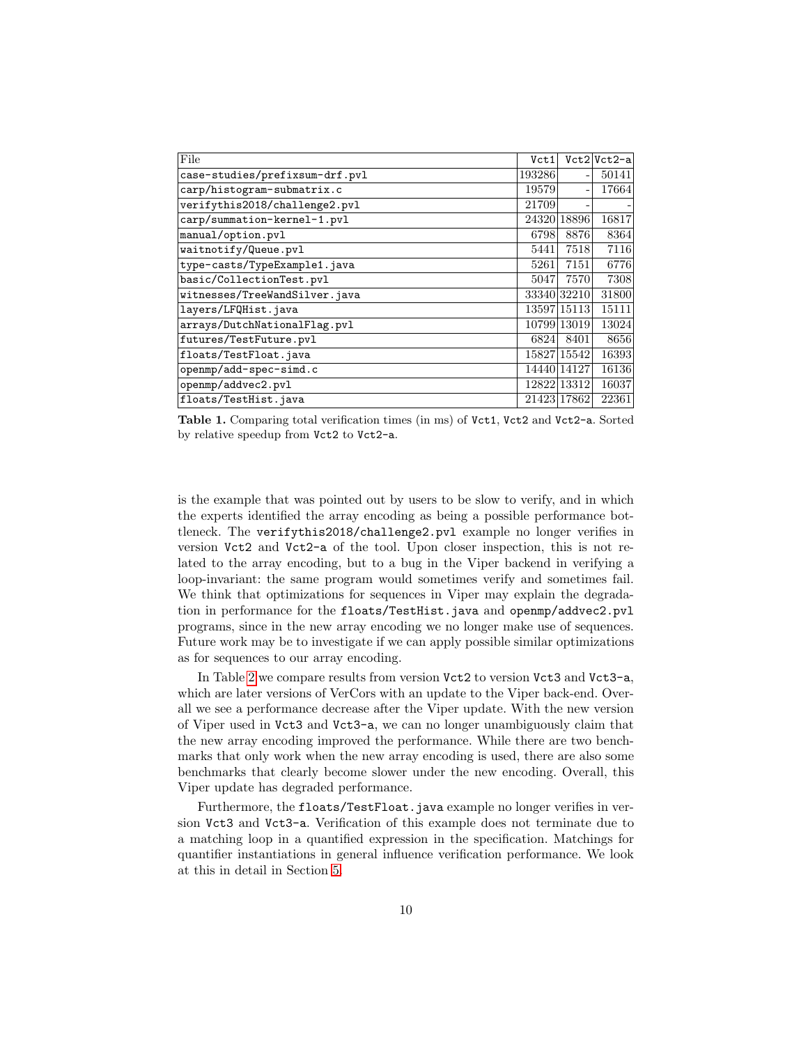| File | Vct1 | Vct2 | Vct2-a |
|---|---|---|---|
| case-studies/prefixsum-drf.pvl | 193286 | - | 50141 |
| carp/histogram-submatrix.c | 19579 | - | 17664 |
| verifythis2018/challenge2.pvl | 21709 | - | - |
| carp/summation-kernel-1.pvl | 24320 | 18896 | 16817 |
| manual/option.pvl | 6798 | 8876 | 8364 |
| waitnotify/Queue.pvl | 5441 | 7518 | 7116 |
| type-casts/TypeExample1.java | 5261 | 7151 | 6776 |
| basic/CollectionTest.pvl | 5047 | 7570 | 7308 |
| witnesses/TreeWandSilver.java | 33340 | 32210 | 31800 |
| layers/LFQHist.java | 13597 | 15113 | 15111 |
| arrays/DutchNationalFlag.pvl | 10799 | 13019 | 13024 |
| futures/TestFuture.pvl | 6824 | 8401 | 8656 |
| floats/TestFloat.java | 15827 | 15542 | 16393 |
| openmp/add-spec-simd.c | 14440 | 14127 | 16136 |
| openmp/addvec2.pvl | 12822 | 13312 | 16037 |
| floats/TestHist.java | 21423 | 17862 | 22361 |

**Table 1.** Comparing total verification times (in ms) of Vct1, Vct2 and Vct2-a. Sorted by relative speedup from Vct2 to Vct2-a.

is the example that was pointed out by users to be slow to verify, and in which the experts identified the array encoding as being a possible performance bottleneck. The verifythis2018/challenge2.pvl example no longer verifies in version Vct2 and Vct2-a of the tool. Upon closer inspection, this is not related to the array encoding, but to a bug in the Viper backend in verifying a loop-invariant: the same program would sometimes verify and sometimes fail. We think that optimizations for sequences in Viper may explain the degradation in performance for the floats/TestHist.java and openmp/addvec2.pvl programs, since in the new array encoding we no longer make use of sequences. Future work may be to investigate if we can apply possible similar optimizations as for sequences to our array encoding.

In Table 2 we compare results from version Vct2 to version Vct3 and Vct3-a, which are later versions of VerCors with an update to the Viper back-end. Overall we see a performance decrease after the Viper update. With the new version of Viper used in Vct3 and Vct3-a, we can no longer unambiguously claim that the new array encoding improved the performance. While there are two benchmarks that only work when the new array encoding is used, there are also some benchmarks that clearly become slower under the new encoding. Overall, this Viper update has degraded performance.

Furthermore, the floats/TestFloat.java example no longer verifies in version Vct3 and Vct3-a. Verification of this example does not terminate due to a matching loop in a quantified expression in the specification. Matchings for quantifier instantiations in general influence verification performance. We look at this in detail in Section 5.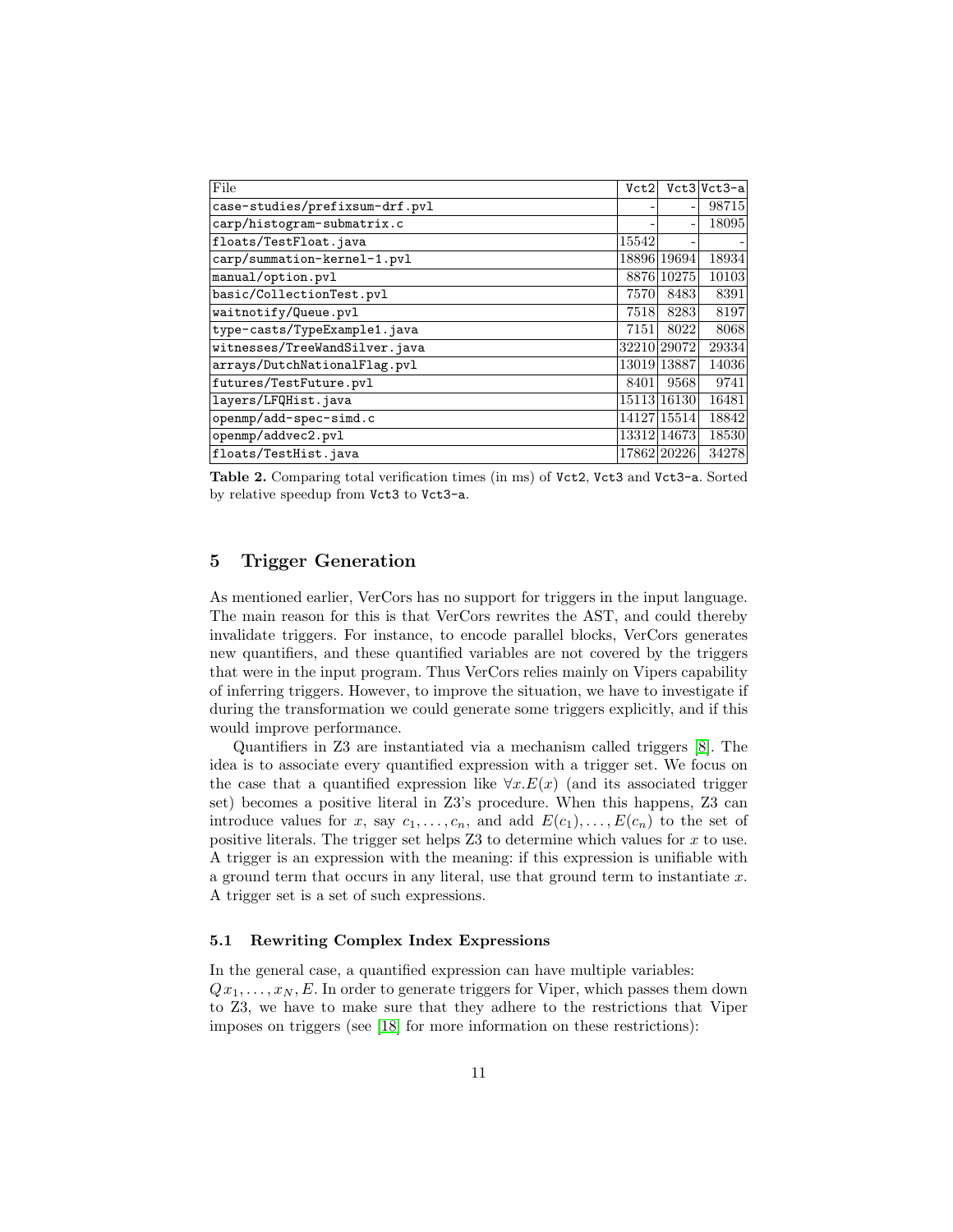| File | Vct2 | Vct3 | Vct3-a |
|---|---|---|---|
| case-studies/prefixsum-drf.pvl | - | - | 98715 |
| carp/histogram-submatrix.c | - | - | 18095 |
| floats/TestFloat.java | 15542 | - | - |
| carp/summation-kernel-1.pvl | 18896 | 19694 | 18934 |
| manual/option.pvl | 8876 | 10275 | 10103 |
| basic/CollectionTest.pvl | 7570 | 8483 | 8391 |
| waitnotify/Queue.pvl | 7518 | 8283 | 8197 |
| type-casts/TypeExample1.java | 7151 | 8022 | 8068 |
| witnesses/TreeWandSilver.java | 32210 | 29072 | 29334 |
| arrays/DutchNationalFlag.pvl | 13019 | 13887 | 14036 |
| futures/TestFuture.pvl | 8401 | 9568 | 9741 |
| layers/LFQHist.java | 15113 | 16130 | 16481 |
| openmp/add-spec-simd.c | 14127 | 15514 | 18842 |
| openmp/addvec2.pvl | 13312 | 14673 | 18530 |
| floats/TestHist.java | 17862 | 20226 | 34278 |

**Table 2.** Comparing total verification times (in ms) of Vct2, Vct3 and Vct3-a. Sorted by relative speedup from Vct3 to Vct3-a.

## 5 Trigger Generation

As mentioned earlier, VerCors has no support for triggers in the input language. The main reason for this is that VerCors rewrites the AST, and could thereby invalidate triggers. For instance, to encode parallel blocks, VerCors generates new quantifiers, and these quantified variables are not covered by the triggers that were in the input program. Thus VerCors relies mainly on Vipers capability of inferring triggers. However, to improve the situation, we have to investigate if during the transformation we could generate some triggers explicitly, and if this would improve performance.

Quantifiers in Z3 are instantiated via a mechanism called triggers [8]. The idea is to associate every quantified expression with a trigger set. We focus on the case that a quantified expression like $\forall x.E(x)$ (and its associated trigger set) becomes a positive literal in Z3's procedure. When this happens, Z3 can introduce values for $x$, say $c_1, \ldots, c_n$, and add $E(c_1), \ldots, E(c_n)$ to the set of positive literals. The trigger set helps Z3 to determine which values for $x$ to use. A trigger is an expression with the meaning: if this expression is unifiable with a ground term that occurs in any literal, use that ground term to instantiate $x$. A trigger set is a set of such expressions.

### 5.1 Rewriting Complex Index Expressions

In the general case, a quantified expression can have multiple variables: $Q\, x_1, \ldots, x_N, E$. In order to generate triggers for Viper, which passes them down to Z3, we have to make sure that they adhere to the restrictions that Viper imposes on triggers (see [18] for more information on these restrictions):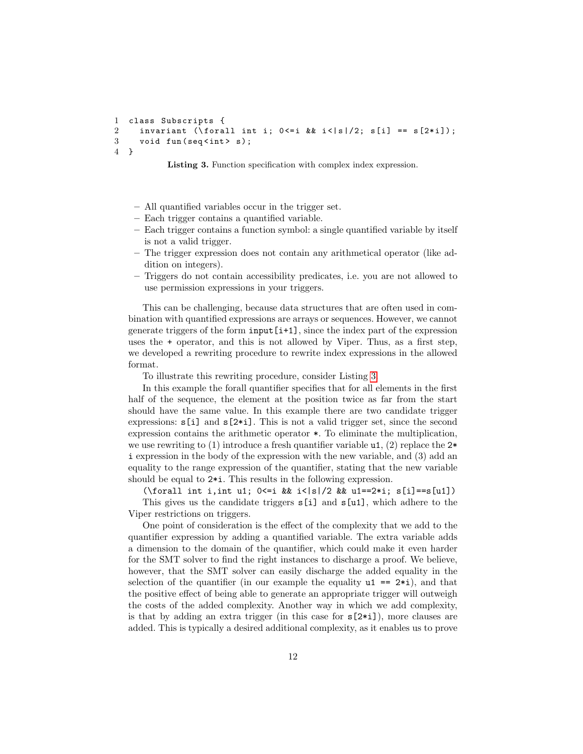```
1 class Subscripts {
2   invariant (\forall int i; 0<=i && i<|s|/2; s[i] == s[2*i]);
3   void fun(seq<int> s);
4 }
```

**Listing 3.** Function specification with complex index expression.

- All quantified variables occur in the trigger set.
- Each trigger contains a quantified variable.
- Each trigger contains a function symbol: a single quantified variable by itself is not a valid trigger.
- The trigger expression does not contain any arithmetical operator (like addition on integers).
- Triggers do not contain accessibility predicates, i.e. you are not allowed to use permission expressions in your triggers.

This can be challenging, because data structures that are often used in combination with quantified expressions are arrays or sequences. However, we cannot generate triggers of the form `input[i+1]`, since the index part of the expression uses the `+` operator, and this is not allowed by Viper. Thus, as a first step, we developed a rewriting procedure to rewrite index expressions in the allowed format.

To illustrate this rewriting procedure, consider Listing 3.

In this example the forall quantifier specifies that for all elements in the first half of the sequence, the element at the position twice as far from the start should have the same value. In this example there are two candidate trigger expressions: `s[i]` and `s[2*i]`. This is not a valid trigger set, since the second expression contains the arithmetic operator `*`. To eliminate the multiplication, we use rewriting to (1) introduce a fresh quantifier variable `u1`, (2) replace the `2*i` expression in the body of the expression with the new variable, and (3) add an equality to the range expression of the quantifier, stating that the new variable should be equal to `2*i`. This results in the following expression.

`(\forall int i,int u1; 0<=i && i<|s|/2 && u1==2*i; s[i]==s[u1])`

This gives us the candidate triggers `s[i]` and `s[u1]`, which adhere to the Viper restrictions on triggers.

One point of consideration is the effect of the complexity that we add to the quantifier expression by adding a quantified variable. The extra variable adds a dimension to the domain of the quantifier, which could make it even harder for the SMT solver to find the right instances to discharge a proof. We believe, however, that the SMT solver can easily discharge the added equality in the selection of the quantifier (in our example the equality `u1 == 2*i`), and that the positive effect of being able to generate an appropriate trigger will outweigh the costs of the added complexity. Another way in which we add complexity, is that by adding an extra trigger (in this case for `s[2*i]`), more clauses are added. This is typically a desired additional complexity, as it enables us to prove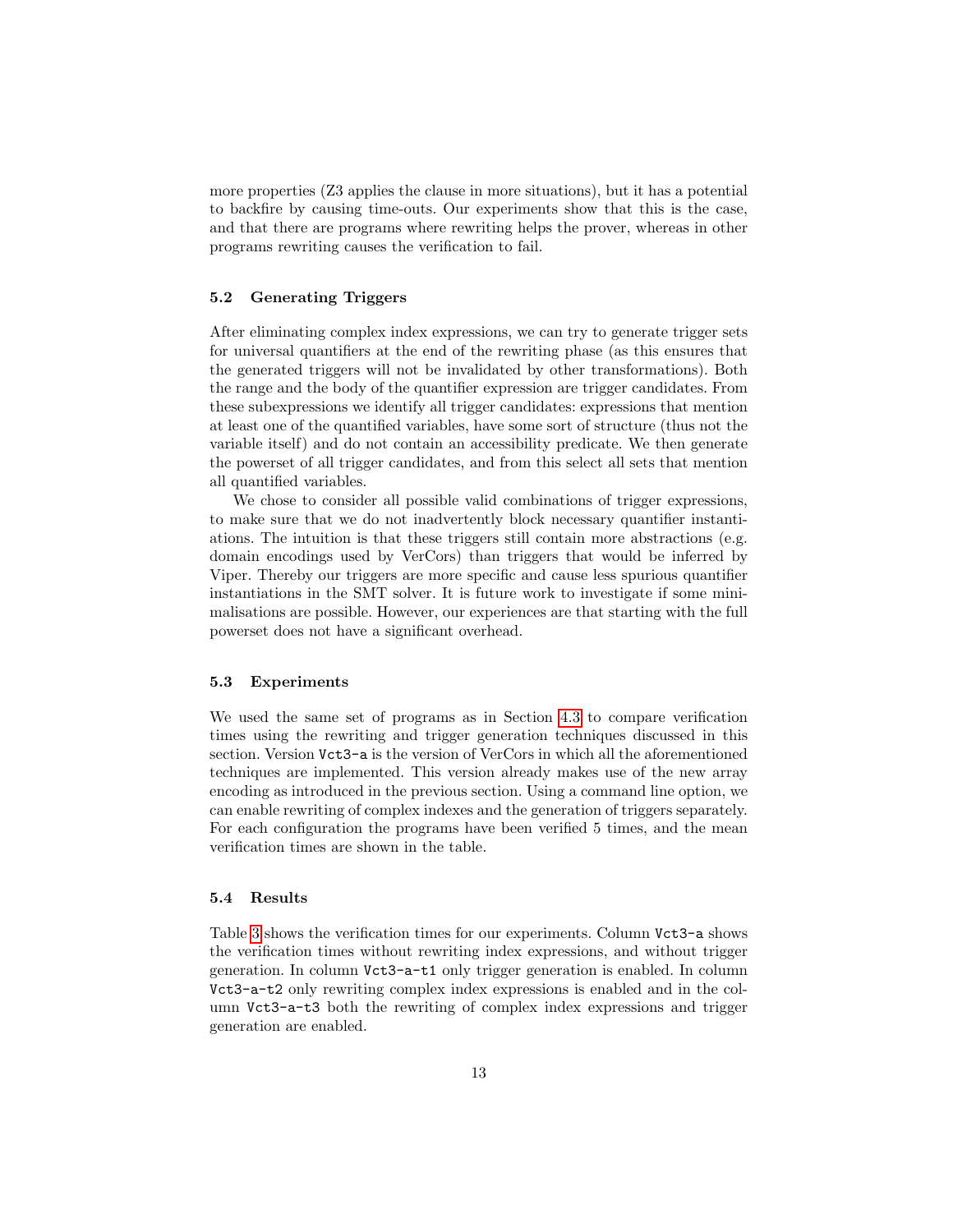more properties (Z3 applies the clause in more situations), but it has a potential to backfire by causing time-outs. Our experiments show that this is the case, and that there are programs where rewriting helps the prover, whereas in other programs rewriting causes the verification to fail.

### 5.2 Generating Triggers

After eliminating complex index expressions, we can try to generate trigger sets for universal quantifiers at the end of the rewriting phase (as this ensures that the generated triggers will not be invalidated by other transformations). Both the range and the body of the quantifier expression are trigger candidates. From these subexpressions we identify all trigger candidates: expressions that mention at least one of the quantified variables, have some sort of structure (thus not the variable itself) and do not contain an accessibility predicate. We then generate the powerset of all trigger candidates, and from this select all sets that mention all quantified variables.

We chose to consider all possible valid combinations of trigger expressions, to make sure that we do not inadvertently block necessary quantifier instantiations. The intuition is that these triggers still contain more abstractions (e.g. domain encodings used by VerCors) than triggers that would be inferred by Viper. Thereby our triggers are more specific and cause less spurious quantifier instantiations in the SMT solver. It is future work to investigate if some minimalisations are possible. However, our experiences are that starting with the full powerset does not have a significant overhead.

### 5.3 Experiments

We used the same set of programs as in Section 4.3 to compare verification times using the rewriting and trigger generation techniques discussed in this section. Version `Vct3-a` is the version of VerCors in which all the aforementioned techniques are implemented. This version already makes use of the new array encoding as introduced in the previous section. Using a command line option, we can enable rewriting of complex indexes and the generation of triggers separately. For each configuration the programs have been verified 5 times, and the mean verification times are shown in the table.

### 5.4 Results

Table 3 shows the verification times for our experiments. Column `Vct3-a` shows the verification times without rewriting index expressions, and without trigger generation. In column `Vct3-a-t1` only trigger generation is enabled. In column `Vct3-a-t2` only rewriting complex index expressions is enabled and in the column `Vct3-a-t3` both the rewriting of complex index expressions and trigger generation are enabled.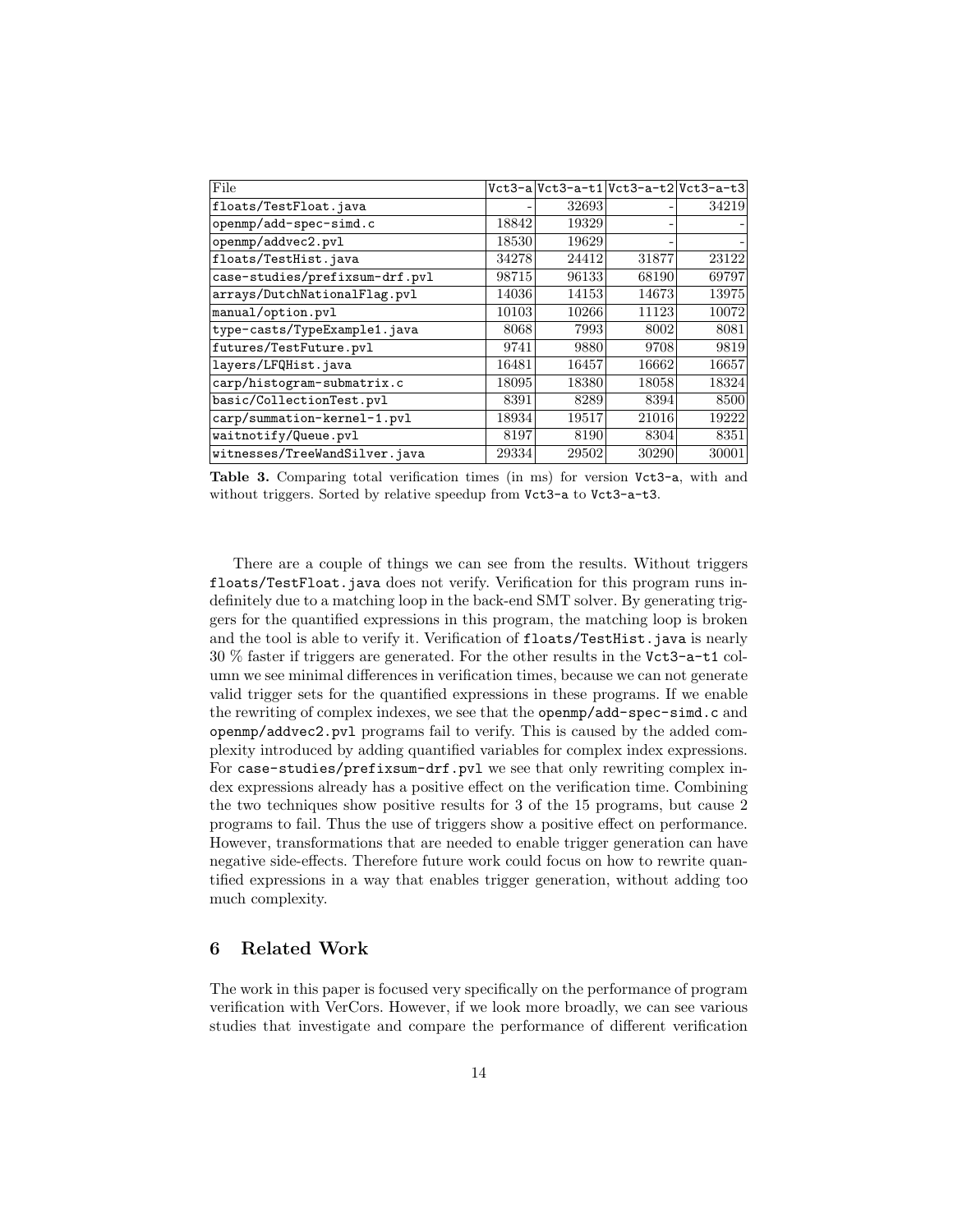| File | Vct3-a | Vct3-a-t1 | Vct3-a-t2 | Vct3-a-t3 |
|---|---|---|---|---|
| floats/TestFloat.java | - | 32693 | - | 34219 |
| openmp/add-spec-simd.c | 18842 | 19329 | - | - |
| openmp/addvec2.pvl | 18530 | 19629 | - | - |
| floats/TestHist.java | 34278 | 24412 | 31877 | 23122 |
| case-studies/prefixsum-drf.pvl | 98715 | 96133 | 68190 | 69797 |
| arrays/DutchNationalFlag.pvl | 14036 | 14153 | 14673 | 13975 |
| manual/option.pvl | 10103 | 10266 | 11123 | 10072 |
| type-casts/TypeExample1.java | 8068 | 7993 | 8002 | 8081 |
| futures/TestFuture.pvl | 9741 | 9880 | 9708 | 9819 |
| layers/LFQHist.java | 16481 | 16457 | 16662 | 16657 |
| carp/histogram-submatrix.c | 18095 | 18380 | 18058 | 18324 |
| basic/CollectionTest.pvl | 8391 | 8289 | 8394 | 8500 |
| carp/summation-kernel-1.pvl | 18934 | 19517 | 21016 | 19222 |
| waitnotify/Queue.pvl | 8197 | 8190 | 8304 | 8351 |
| witnesses/TreeWandSilver.java | 29334 | 29502 | 30290 | 30001 |

**Table 3.** Comparing total verification times (in ms) for version `Vct3-a`, with and without triggers. Sorted by relative speedup from `Vct3-a` to `Vct3-a-t3`.

There are a couple of things we can see from the results. Without triggers `floats/TestFloat.java` does not verify. Verification for this program runs indefinitely due to a matching loop in the back-end SMT solver. By generating triggers for the quantified expressions in this program, the matching loop is broken and the tool is able to verify it. Verification of `floats/TestHist.java` is nearly 30 % faster if triggers are generated. For the other results in the `Vct3-a-t1` column we see minimal differences in verification times, because we can not generate valid trigger sets for the quantified expressions in these programs. If we enable the rewriting of complex indexes, we see that the `openmp/add-spec-simd.c` and `openmp/addvec2.pvl` programs fail to verify. This is caused by the added complexity introduced by adding quantified variables for complex index expressions. For `case-studies/prefixsum-drf.pvl` we see that only rewriting complex index expressions already has a positive effect on the verification time. Combining the two techniques show positive results for 3 of the 15 programs, but cause 2 programs to fail. Thus the use of triggers show a positive effect on performance. However, transformations that are needed to enable trigger generation can have negative side-effects. Therefore future work could focus on how to rewrite quantified expressions in a way that enables trigger generation, without adding too much complexity.

## 6 Related Work

The work in this paper is focused very specifically on the performance of program verification with VerCors. However, if we look more broadly, we can see various studies that investigate and compare the performance of different verification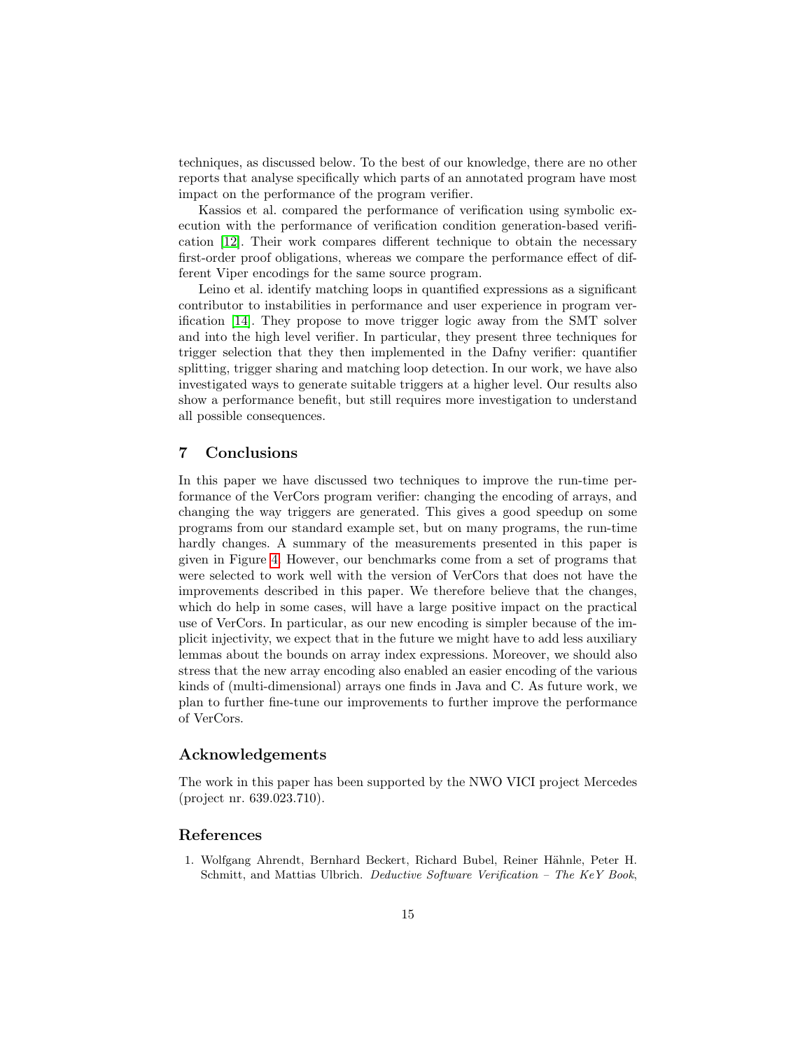techniques, as discussed below. To the best of our knowledge, there are no other reports that analyse specifically which parts of an annotated program have most impact on the performance of the program verifier.

Kassios et al. compared the performance of verification using symbolic execution with the performance of verification condition generation-based verification [12]. Their work compares different technique to obtain the necessary first-order proof obligations, whereas we compare the performance effect of different Viper encodings for the same source program.

Leino et al. identify matching loops in quantified expressions as a significant contributor to instabilities in performance and user experience in program verification [14]. They propose to move trigger logic away from the SMT solver and into the high level verifier. In particular, they present three techniques for trigger selection that they then implemented in the Dafny verifier: quantifier splitting, trigger sharing and matching loop detection. In our work, we have also investigated ways to generate suitable triggers at a higher level. Our results also show a performance benefit, but still requires more investigation to understand all possible consequences.

## 7 Conclusions

In this paper we have discussed two techniques to improve the run-time performance of the VerCors program verifier: changing the encoding of arrays, and changing the way triggers are generated. This gives a good speedup on some programs from our standard example set, but on many programs, the run-time hardly changes. A summary of the measurements presented in this paper is given in Figure 4. However, our benchmarks come from a set of programs that were selected to work well with the version of VerCors that does not have the improvements described in this paper. We therefore believe that the changes, which do help in some cases, will have a large positive impact on the practical use of VerCors. In particular, as our new encoding is simpler because of the implicit injectivity, we expect that in the future we might have to add less auxiliary lemmas about the bounds on array index expressions. Moreover, we should also stress that the new array encoding also enabled an easier encoding of the various kinds of (multi-dimensional) arrays one finds in Java and C. As future work, we plan to further fine-tune our improvements to further improve the performance of VerCors.

## Acknowledgements

The work in this paper has been supported by the NWO VICI project Mercedes (project nr. 639.023.710).

## References

1. Wolfgang Ahrendt, Bernhard Beckert, Richard Bubel, Reiner Hähnle, Peter H. Schmitt, and Mattias Ulbrich. *Deductive Software Verification – The KeY Book*,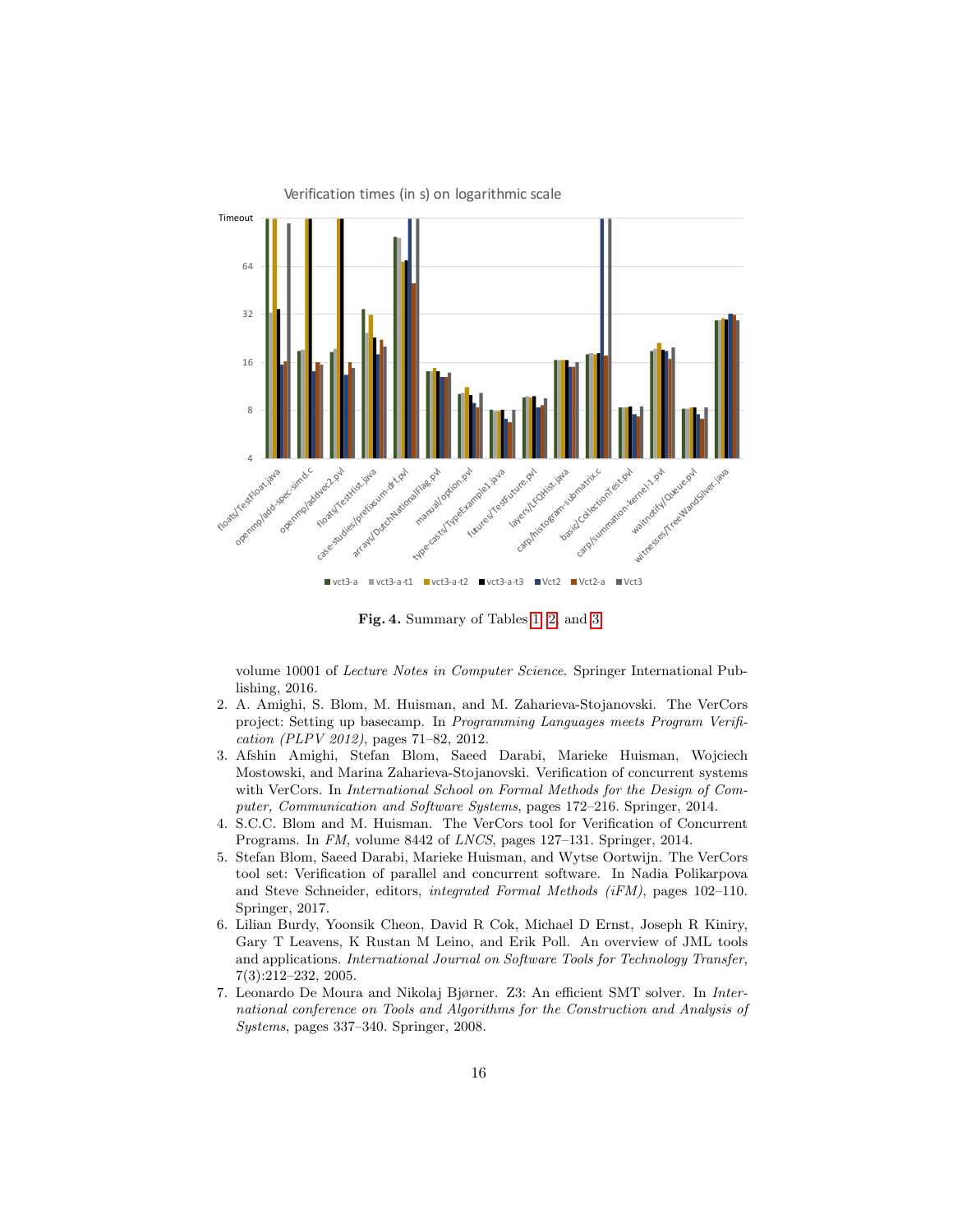Fig. 4. Summary of Tables 1, 2, and 3

volume 10001 of *Lecture Notes in Computer Science*. Springer International Publishing, 2016.

2. A. Amighi, S. Blom, M. Huisman, and M. Zaharieva-Stojanovski. The VerCors project: Setting up basecamp. In *Programming Languages meets Program Verification (PLPV 2012)*, pages 71–82, 2012.
3. Afshin Amighi, Stefan Blom, Saeed Darabi, Marieke Huisman, Wojciech Mostowski, and Marina Zaharieva-Stojanovski. Verification of concurrent systems with VerCors. In *International School on Formal Methods for the Design of Computer, Communication and Software Systems*, pages 172–216. Springer, 2014.
4. S.C.C. Blom and M. Huisman. The VerCors tool for Verification of Concurrent Programs. In *FM*, volume 8442 of *LNCS*, pages 127–131. Springer, 2014.
5. Stefan Blom, Saeed Darabi, Marieke Huisman, and Wytse Oortwijn. The VerCors tool set: Verification of parallel and concurrent software. In Nadia Polikarpova and Steve Schneider, editors, *integrated Formal Methods (iFM)*, pages 102–110. Springer, 2017.
6. Lilian Burdy, Yoonsik Cheon, David R Cok, Michael D Ernst, Joseph R Kiniry, Gary T Leavens, K Rustan M Leino, and Erik Poll. An overview of JML tools and applications. *International Journal on Software Tools for Technology Transfer*, 7(3):212–232, 2005.
7. Leonardo De Moura and Nikolaj Bjørner. Z3: An efficient SMT solver. In *International conference on Tools and Algorithms for the Construction and Analysis of Systems*, pages 337–340. Springer, 2008.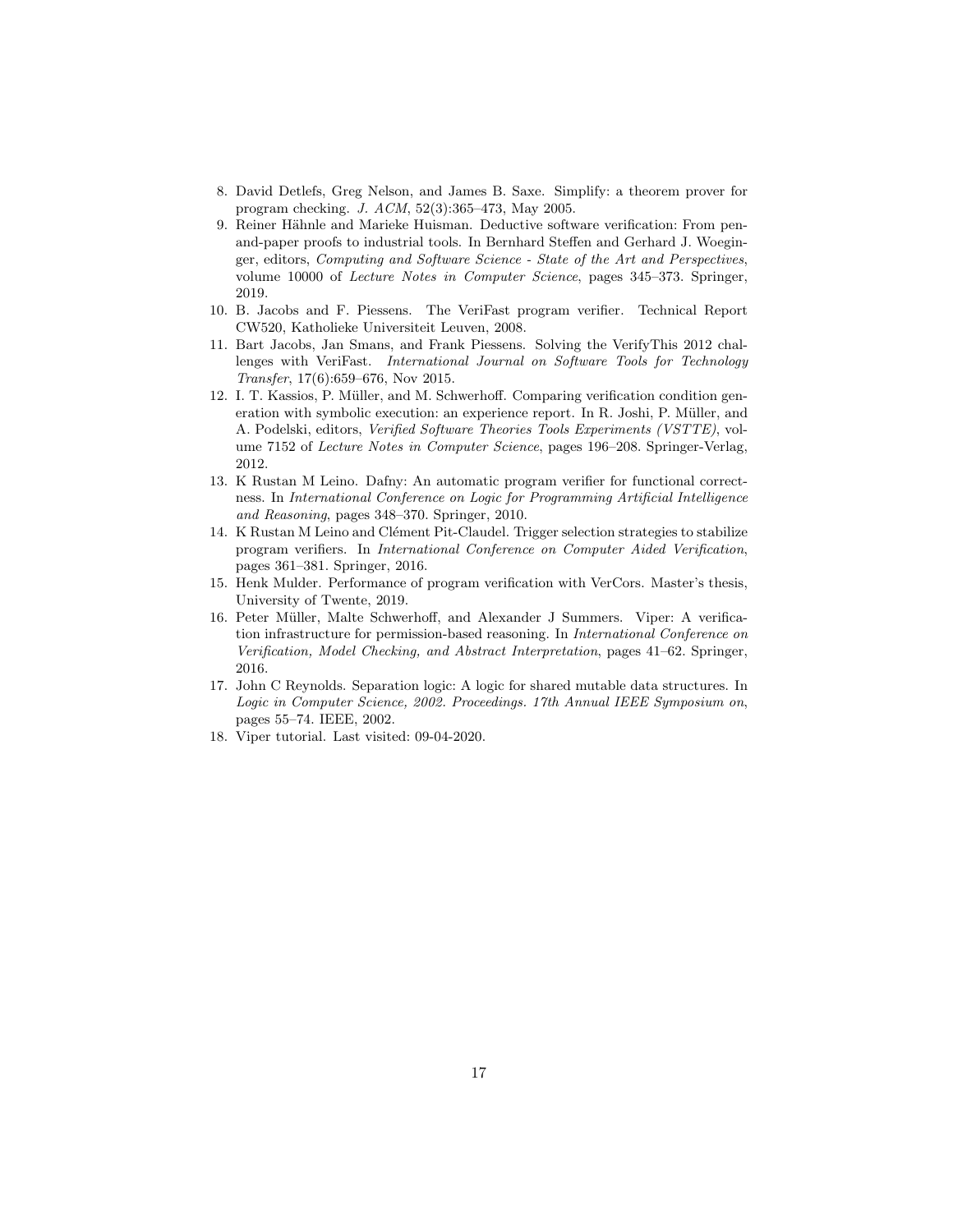8. David Detlefs, Greg Nelson, and James B. Saxe. Simplify: a theorem prover for program checking. *J. ACM*, 52(3):365–473, May 2005.
9. Reiner Hähnle and Marieke Huisman. Deductive software verification: From pen-and-paper proofs to industrial tools. In Bernhard Steffen and Gerhard J. Woeginger, editors, *Computing and Software Science - State of the Art and Perspectives*, volume 10000 of *Lecture Notes in Computer Science*, pages 345–373. Springer, 2019.
10. B. Jacobs and F. Piessens. The VeriFast program verifier. Technical Report CW520, Katholieke Universiteit Leuven, 2008.
11. Bart Jacobs, Jan Smans, and Frank Piessens. Solving the VerifyThis 2012 challenges with VeriFast. *International Journal on Software Tools for Technology Transfer*, 17(6):659–676, Nov 2015.
12. I. T. Kassios, P. Müller, and M. Schwerhoff. Comparing verification condition generation with symbolic execution: an experience report. In R. Joshi, P. Müller, and A. Podelski, editors, *Verified Software Theories Tools Experiments (VSTTE)*, volume 7152 of *Lecture Notes in Computer Science*, pages 196–208. Springer-Verlag, 2012.
13. K Rustan M Leino. Dafny: An automatic program verifier for functional correctness. In *International Conference on Logic for Programming Artificial Intelligence and Reasoning*, pages 348–370. Springer, 2010.
14. K Rustan M Leino and Clément Pit-Claudel. Trigger selection strategies to stabilize program verifiers. In *International Conference on Computer Aided Verification*, pages 361–381. Springer, 2016.
15. Henk Mulder. Performance of program verification with VerCors. Master's thesis, University of Twente, 2019.
16. Peter Müller, Malte Schwerhoff, and Alexander J Summers. Viper: A verification infrastructure for permission-based reasoning. In *International Conference on Verification, Model Checking, and Abstract Interpretation*, pages 41–62. Springer, 2016.
17. John C Reynolds. Separation logic: A logic for shared mutable data structures. In *Logic in Computer Science, 2002. Proceedings. 17th Annual IEEE Symposium on*, pages 55–74. IEEE, 2002.
18. Viper tutorial. Last visited: 09-04-2020.